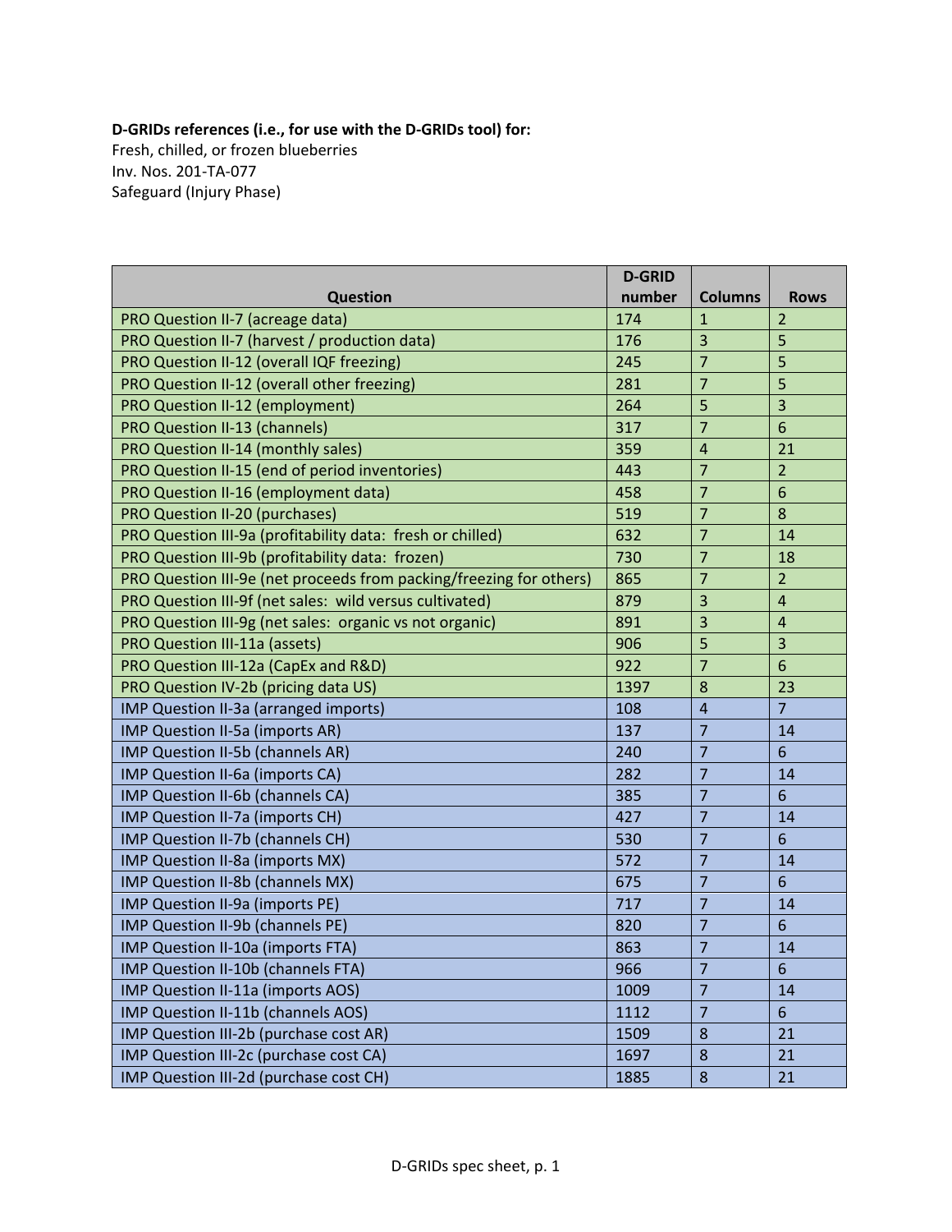**D-GRIDs references (i.e., for use with the D-GRIDs tool) for:**

Fresh, chilled, or frozen blueberries
Inv. Nos. 201-TA-077
Safeguard (Injury Phase)

| Question | D-GRID number | Columns | Rows |
|---|---|---|---|
| PRO Question II-7 (acreage data) | 174 | 1 | 2 |
| PRO Question II-7 (harvest / production data) | 176 | 3 | 5 |
| PRO Question II-12 (overall IQF freezing) | 245 | 7 | 5 |
| PRO Question II-12 (overall other freezing) | 281 | 7 | 5 |
| PRO Question II-12 (employment) | 264 | 5 | 3 |
| PRO Question II-13 (channels) | 317 | 7 | 6 |
| PRO Question II-14 (monthly sales) | 359 | 4 | 21 |
| PRO Question II-15 (end of period inventories) | 443 | 7 | 2 |
| PRO Question II-16 (employment data) | 458 | 7 | 6 |
| PRO Question II-20 (purchases) | 519 | 7 | 8 |
| PRO Question III-9a (profitability data: fresh or chilled) | 632 | 7 | 14 |
| PRO Question III-9b (profitability data: frozen) | 730 | 7 | 18 |
| PRO Question III-9e (net proceeds from packing/freezing for others) | 865 | 7 | 2 |
| PRO Question III-9f (net sales: wild versus cultivated) | 879 | 3 | 4 |
| PRO Question III-9g (net sales: organic vs not organic) | 891 | 3 | 4 |
| PRO Question III-11a (assets) | 906 | 5 | 3 |
| PRO Question III-12a (CapEx and R&D) | 922 | 7 | 6 |
| PRO Question IV-2b (pricing data US) | 1397 | 8 | 23 |
| IMP Question II-3a (arranged imports) | 108 | 4 | 7 |
| IMP Question II-5a (imports AR) | 137 | 7 | 14 |
| IMP Question II-5b (channels AR) | 240 | 7 | 6 |
| IMP Question II-6a (imports CA) | 282 | 7 | 14 |
| IMP Question II-6b (channels CA) | 385 | 7 | 6 |
| IMP Question II-7a (imports CH) | 427 | 7 | 14 |
| IMP Question II-7b (channels CH) | 530 | 7 | 6 |
| IMP Question II-8a (imports MX) | 572 | 7 | 14 |
| IMP Question II-8b (channels MX) | 675 | 7 | 6 |
| IMP Question II-9a (imports PE) | 717 | 7 | 14 |
| IMP Question II-9b (channels PE) | 820 | 7 | 6 |
| IMP Question II-10a (imports FTA) | 863 | 7 | 14 |
| IMP Question II-10b (channels FTA) | 966 | 7 | 6 |
| IMP Question II-11a (imports AOS) | 1009 | 7 | 14 |
| IMP Question II-11b (channels AOS) | 1112 | 7 | 6 |
| IMP Question III-2b (purchase cost AR) | 1509 | 8 | 21 |
| IMP Question III-2c (purchase cost CA) | 1697 | 8 | 21 |
| IMP Question III-2d (purchase cost CH) | 1885 | 8 | 21 |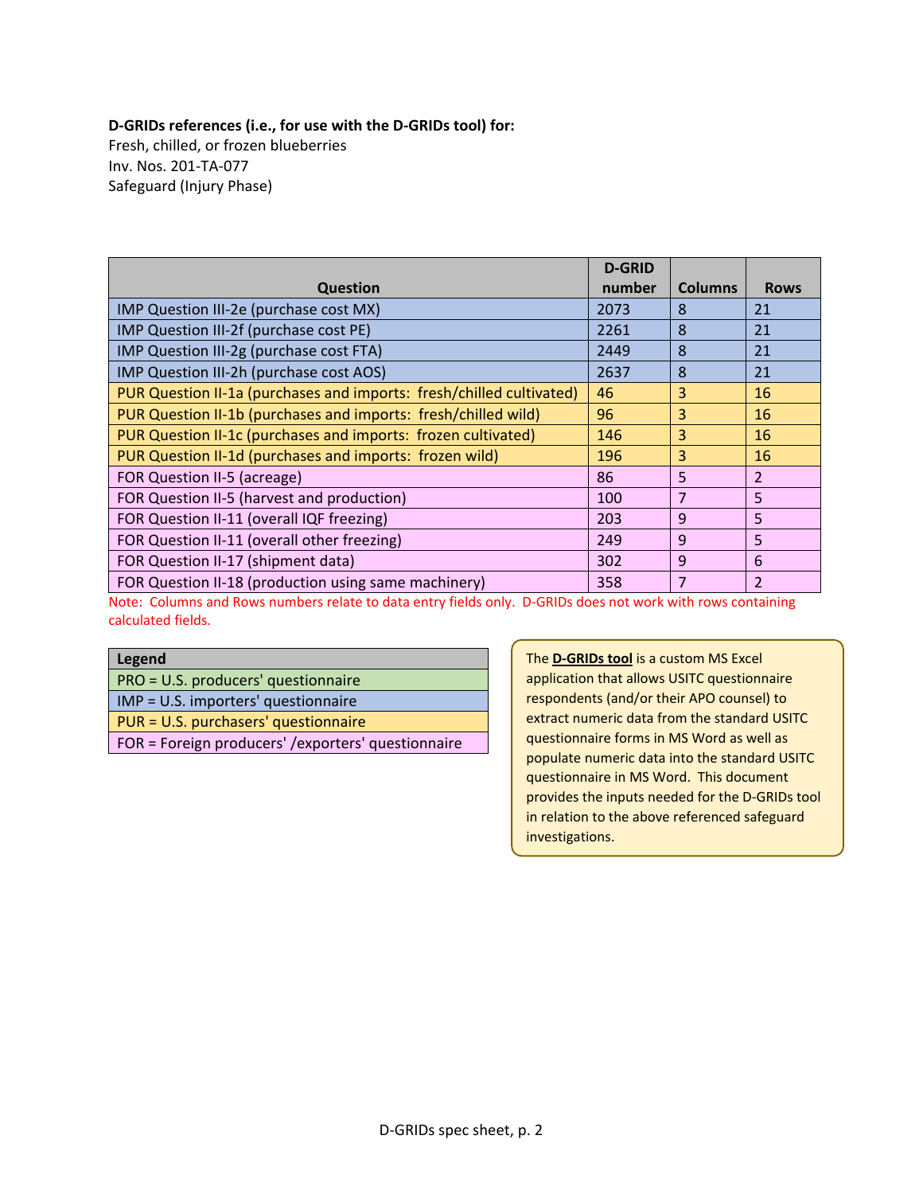**D-GRIDs references (i.e., for use with the D-GRIDs tool) for:**
Fresh, chilled, or frozen blueberries
Inv. Nos. 201-TA-077
Safeguard (Injury Phase)

| Question | D-GRID number | Columns | Rows |
|---|---|---|---|
| IMP Question III-2e (purchase cost MX) | 2073 | 8 | 21 |
| IMP Question III-2f (purchase cost PE) | 2261 | 8 | 21 |
| IMP Question III-2g (purchase cost FTA) | 2449 | 8 | 21 |
| IMP Question III-2h (purchase cost AOS) | 2637 | 8 | 21 |
| PUR Question II-1a (purchases and imports: fresh/chilled cultivated) | 46 | 3 | 16 |
| PUR Question II-1b (purchases and imports: fresh/chilled wild) | 96 | 3 | 16 |
| PUR Question II-1c (purchases and imports: frozen cultivated) | 146 | 3 | 16 |
| PUR Question II-1d (purchases and imports: frozen wild) | 196 | 3 | 16 |
| FOR Question II-5 (acreage) | 86 | 5 | 2 |
| FOR Question II-5 (harvest and production) | 100 | 7 | 5 |
| FOR Question II-11 (overall IQF freezing) | 203 | 9 | 5 |
| FOR Question II-11 (overall other freezing) | 249 | 9 | 5 |
| FOR Question II-17 (shipment data) | 302 | 9 | 6 |
| FOR Question II-18 (production using same machinery) | 358 | 7 | 2 |

Note: Columns and Rows numbers relate to data entry fields only. D-GRIDs does not work with rows containing calculated fields.

| Legend |
|---|
| PRO = U.S. producers' questionnaire |
| IMP = U.S. importers' questionnaire |
| PUR = U.S. purchasers' questionnaire |
| FOR = Foreign producers' /exporters' questionnaire |

The **D-GRIDs tool** is a custom MS Excel application that allows USITC questionnaire respondents (and/or their APO counsel) to extract numeric data from the standard USITC questionnaire forms in MS Word as well as populate numeric data into the standard USITC questionnaire in MS Word. This document provides the inputs needed for the D-GRIDs tool in relation to the above referenced safeguard investigations.